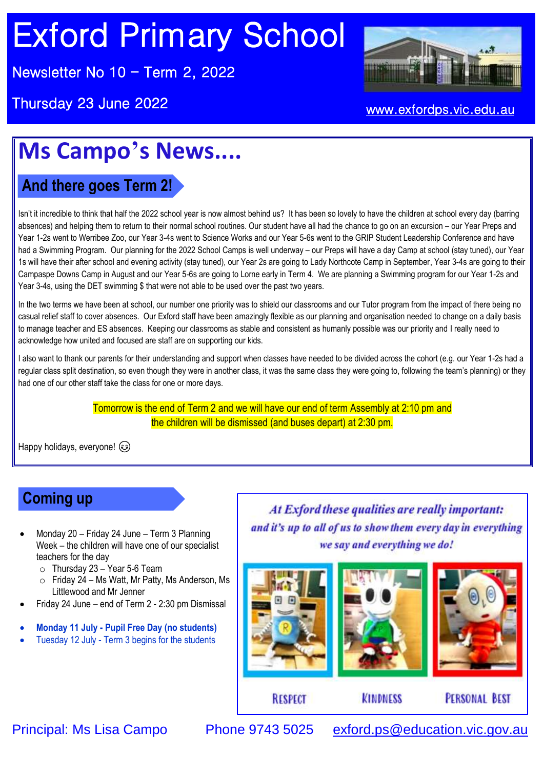# Exford Primary School

Newsletter No 10 – Term 2, 2022

Thursday 23 June 2022

www.exfordps.vic.edu.au

## Ms Campo's News....

### And there goes Term 2!

Isn't it incredible to think that half the 2022 school year is now almost behind us? It has been so lovely to have the children at school every day (barring absences) and helping them to return to their normal school routines. Our student have all had the chance to go on an excursion – our Year Preps and Year 1-2s went to Werribee Zoo, our Year 3-4s went to Science Works and our Year 5-6s went to the GRIP Student Leadership Conference and have had a Swimming Program. Our planning for the 2022 School Camps is well underway – our Preps will have a day Camp at school (stay tuned), our Year 1s will have their after school and evening activity (stay tuned), our Year 2s are going to Lady Northcote Camp in September, Year 3-4s are going to their Campaspe Downs Camp in August and our Year 5-6s are going to Lorne early in Term 4. We are planning a Swimming program for our Year 1-2s and Year 3-4s, using the DET swimming $ that were not able to be used over the past two years.

In the two terms we have been at school, our number one priority was to shield our classrooms and our Tutor program from the impact of there being no casual relief staff to cover absences. Our Exford staff have been amazingly flexible as our planning and organisation needed to change on a daily basis to manage teacher and ES absences. Keeping our classrooms as stable and consistent as humanly possible was our priority and I really need to acknowledge how united and focused are staff are on supporting our kids.

I also want to thank our parents for their understanding and support when classes have needed to be divided across the cohort (e.g. our Year 1-2s had a regular class split destination, so even though they were in another class, it was the same class they were going to, following the team's planning) or they had one of our other staff take the class for one or more days.

Tomorrow is the end of Term 2 and we will have our end of term Assembly at 2:10 pm and the children will be dismissed (and buses depart) at 2:30 pm.

Happy holidays, everyone! 😉

### Coming up

- Monday 20 – Friday 24 June – Term 3 Planning Week – the children will have one of our specialist teachers for the day
  - Thursday 23 – Year 5-6 Team
  - Friday 24 – Ms Watt, Mr Patty, Ms Anderson, Ms Littlewood and Mr Jenner
- Friday 24 June – end of Term 2 - 2:30 pm Dismissal
- **Monday 11 July - Pupil Free Day (no students)**
- Tuesday 12 July - Term 3 begins for the students

*At Exford these qualities are really important: and it's up to all of us to show them every day in everything we say and everything we do!*

RESPECT | KINDNESS | PERSONAL BEST

Principal: Ms Lisa Campo    Phone 9743 5025    exford.ps@education.vic.gov.au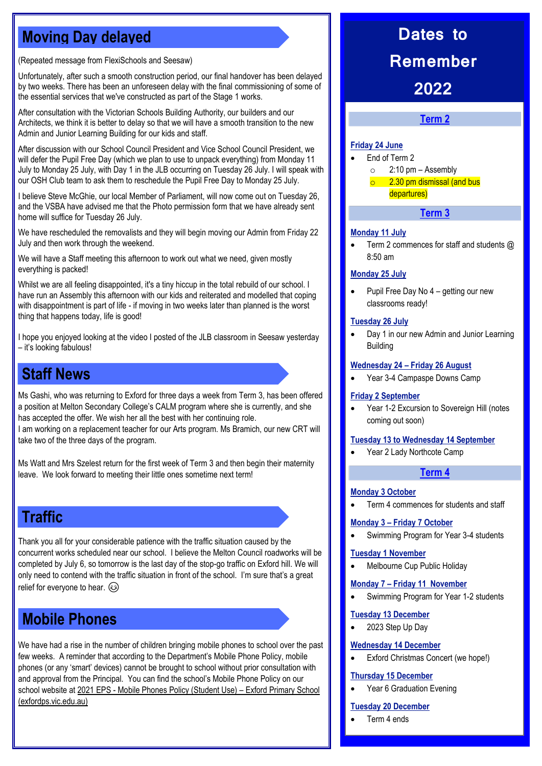## Moving Day delayed

(Repeated message from FlexiSchools and Seesaw)

Unfortunately, after such a smooth construction period, our final handover has been delayed by two weeks. There has been an unforeseen delay with the final commissioning of some of the essential services that we've constructed as part of the Stage 1 works.

After consultation with the Victorian Schools Building Authority, our builders and our Architects, we think it is better to delay so that we will have a smooth transition to the new Admin and Junior Learning Building for our kids and staff.

After discussion with our School Council President and Vice School Council President, we will defer the Pupil Free Day (which we plan to use to unpack everything) from Monday 11 July to Monday 25 July, with Day 1 in the JLB occurring on Tuesday 26 July. I will speak with our OSH Club team to ask them to reschedule the Pupil Free Day to Monday 25 July.

I believe Steve McGhie, our local Member of Parliament, will now come out on Tuesday 26, and the VSBA have advised me that the Photo permission form that we have already sent home will suffice for Tuesday 26 July.

We have rescheduled the removalists and they will begin moving our Admin from Friday 22 July and then work through the weekend.

We will have a Staff meeting this afternoon to work out what we need, given mostly everything is packed!

Whilst we are all feeling disappointed, it's a tiny hiccup in the total rebuild of our school. I have run an Assembly this afternoon with our kids and reiterated and modelled that coping with disappointment is part of life - if moving in two weeks later than planned is the worst thing that happens today, life is good!

I hope you enjoyed looking at the video I posted of the JLB classroom in Seesaw yesterday – it's looking fabulous!

## Staff News

Ms Gashi, who was returning to Exford for three days a week from Term 3, has been offered a position at Melton Secondary College's CALM program where she is currently, and she has accepted the offer. We wish her all the best with her continuing role.
I am working on a replacement teacher for our Arts program. Ms Bramich, our new CRT will take two of the three days of the program.

Ms Watt and Mrs Szelest return for the first week of Term 3 and then begin their maternity leave. We look forward to meeting their little ones sometime next term!

## Traffic

Thank you all for your considerable patience with the traffic situation caused by the concurrent works scheduled near our school. I believe the Melton Council roadworks will be completed by July 6, so tomorrow is the last day of the stop-go traffic on Exford hill. We will only need to contend with the traffic situation in front of the school. I'm sure that's a great relief for everyone to hear. 😉

## Mobile Phones

We have had a rise in the number of children bringing mobile phones to school over the past few weeks. A reminder that according to the Department's Mobile Phone Policy, mobile phones (or any 'smart' devices) cannot be brought to school without prior consultation with and approval from the Principal. You can find the school's Mobile Phone Policy on our school website at 2021 EPS - Mobile Phones Policy (Student Use) – Exford Primary School (exfordps.vic.edu.au)

## Dates to Remember 2022

### Term 2

**Friday 24 June**
- End of Term 2
  - 2:10 pm – Assembly
  - 2.30 pm dismissal (and bus departures)

### Term 3

**Monday 11 July**
- Term 2 commences for staff and students @ 8:50 am

**Monday 25 July**
- Pupil Free Day No 4 – getting our new classrooms ready!

**Tuesday 26 July**
- Day 1 in our new Admin and Junior Learning Building

**Wednesday 24 – Friday 26 August**
- Year 3-4 Campaspe Downs Camp

**Friday 2 September**
- Year 1-2 Excursion to Sovereign Hill (notes coming out soon)

**Tuesday 13 to Wednesday 14 September**
- Year 2 Lady Northcote Camp

### Term 4

**Monday 3 October**
- Term 4 commences for students and staff

**Monday 3 – Friday 7 October**
- Swimming Program for Year 3-4 students

**Tuesday 1 November**
- Melbourne Cup Public Holiday

**Monday 7 – Friday 11 November**
- Swimming Program for Year 1-2 students

**Tuesday 13 December**
- 2023 Step Up Day

**Wednesday 14 December**
- Exford Christmas Concert (we hope!)

**Thursday 15 December**
- Year 6 Graduation Evening

**Tuesday 20 December**
- Term 4 ends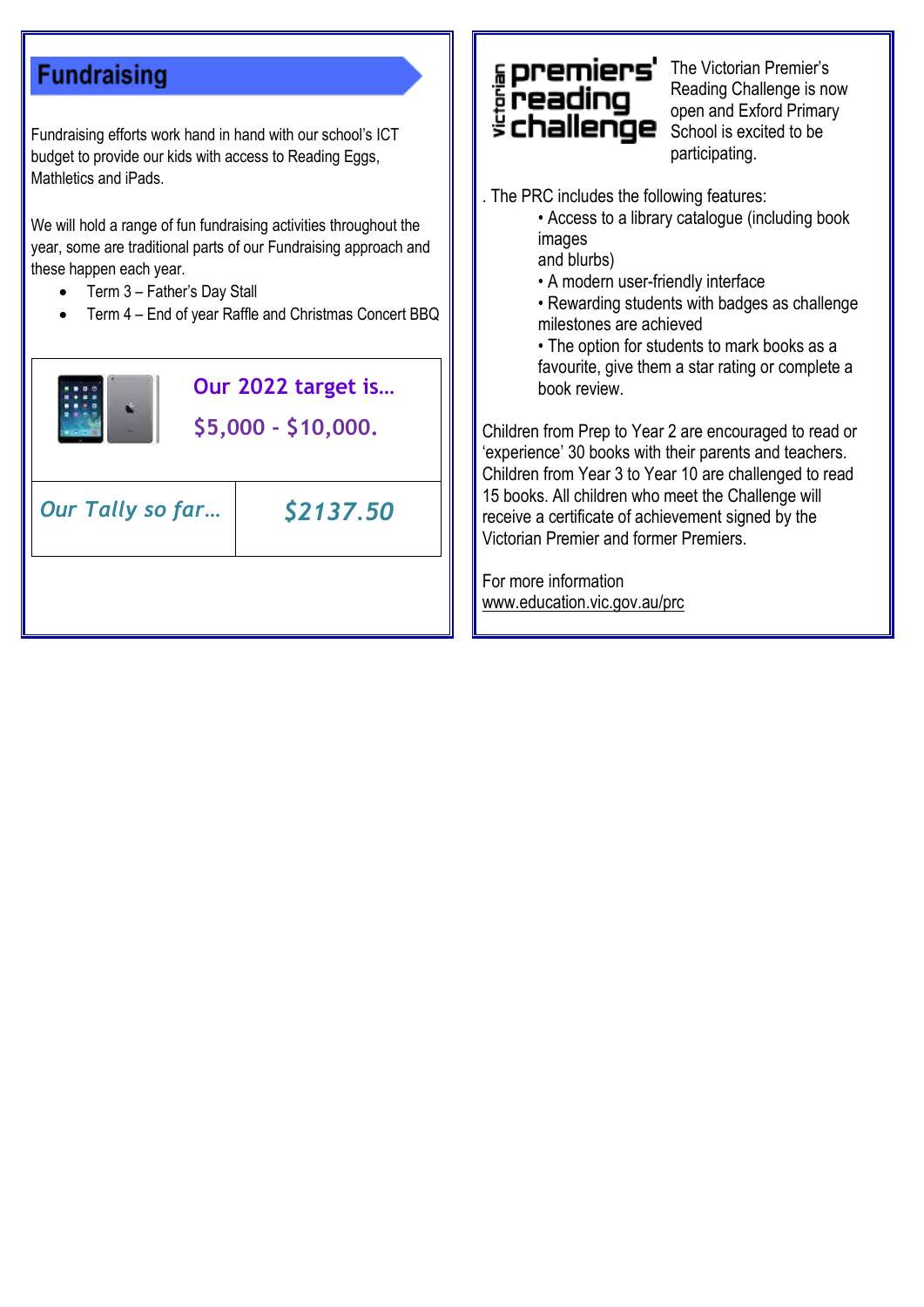## Fundraising

Fundraising efforts work hand in hand with our school's ICT budget to provide our kids with access to Reading Eggs, Mathletics and iPads.

We will hold a range of fun fundraising activities throughout the year, some are traditional parts of our Fundraising approach and these happen each year.

- Term 3 – Father's Day Stall
- Term 4 – End of year Raffle and Christmas Concert BBQ

**Our 2022 target is…**

**$5,000 - $10,000.**

| *Our Tally so far…* | ***$2137.50*** |
|---|---|

---

**victorian premiers' reading challenge**

The Victorian Premier's Reading Challenge is now open and Exford Primary School is excited to be participating.

. The PRC includes the following features:

- Access to a library catalogue (including book images and blurbs)
- A modern user-friendly interface
- Rewarding students with badges as challenge milestones are achieved
- The option for students to mark books as a favourite, give them a star rating or complete a book review.

Children from Prep to Year 2 are encouraged to read or 'experience' 30 books with their parents and teachers. Children from Year 3 to Year 10 are challenged to read 15 books. All children who meet the Challenge will receive a certificate of achievement signed by the Victorian Premier and former Premiers.

For more information
www.education.vic.gov.au/prc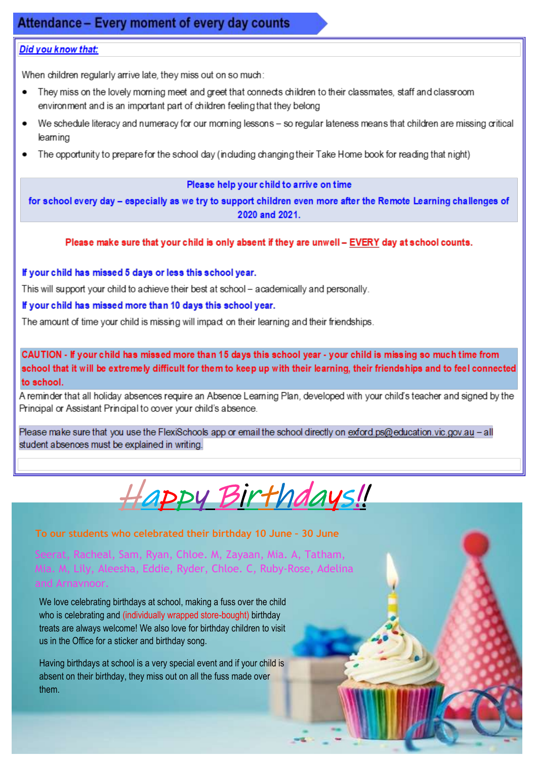## Attendance – Every moment of every day counts

***Did you know that:***

When children regularly arrive late, they miss out on so much:

- They miss on the lovely morning meet and greet that connects children to their classmates, staff and classroom environment and is an important part of children feeling that they belong
- We schedule literacy and numeracy for our morning lessons – so regular lateness means that children are missing critical learning
- The opportunity to prepare for the school day (including changing their Take Home book for reading that night)

**Please help your child to arrive on time**

**for school every day – especially as we try to support children even more after the Remote Learning challenges of 2020 and 2021.**

**Please make sure that your child is only absent if they are unwell – EVERY day at school counts.**

**If your child has missed 5 days or less this school year.**

This will support your child to achieve their best at school – academically and personally.

**If your child has missed more than 10 days this school year.**

The amount of time your child is missing will impact on their learning and their friendships.

**CAUTION - If your child has missed more than 15 days this school year - your child is missing so much time from school that it will be extremely difficult for them to keep up with their learning, their friendships and to feel connected to school.**

A reminder that all holiday absences require an Absence Learning Plan, developed with your child's teacher and signed by the Principal or Assistant Principal to cover your child's absence.

Please make sure that you use the FlexiSchools app or email the school directly on exford.ps@education.vic.gov.au – all student absences must be explained in writing.

## Happy Birthdays!!

To our students who celebrated their birthday 10 June - 30 June

Seerat, Racheal, Sam, Ryan, Chloe. M, Zayaan, Mia. A, Tatham, Mia. M, Lily, Aleesha, Eddie, Ryder, Chloe. C, Ruby-Rose, Adelina and Arnavnoor.

We love celebrating birthdays at school, making a fuss over the child who is celebrating and (individually wrapped store-bought) birthday treats are always welcome! We also love for birthday children to visit us in the Office for a sticker and birthday song.

Having birthdays at school is a very special event and if your child is absent on their birthday, they miss out on all the fuss made over them.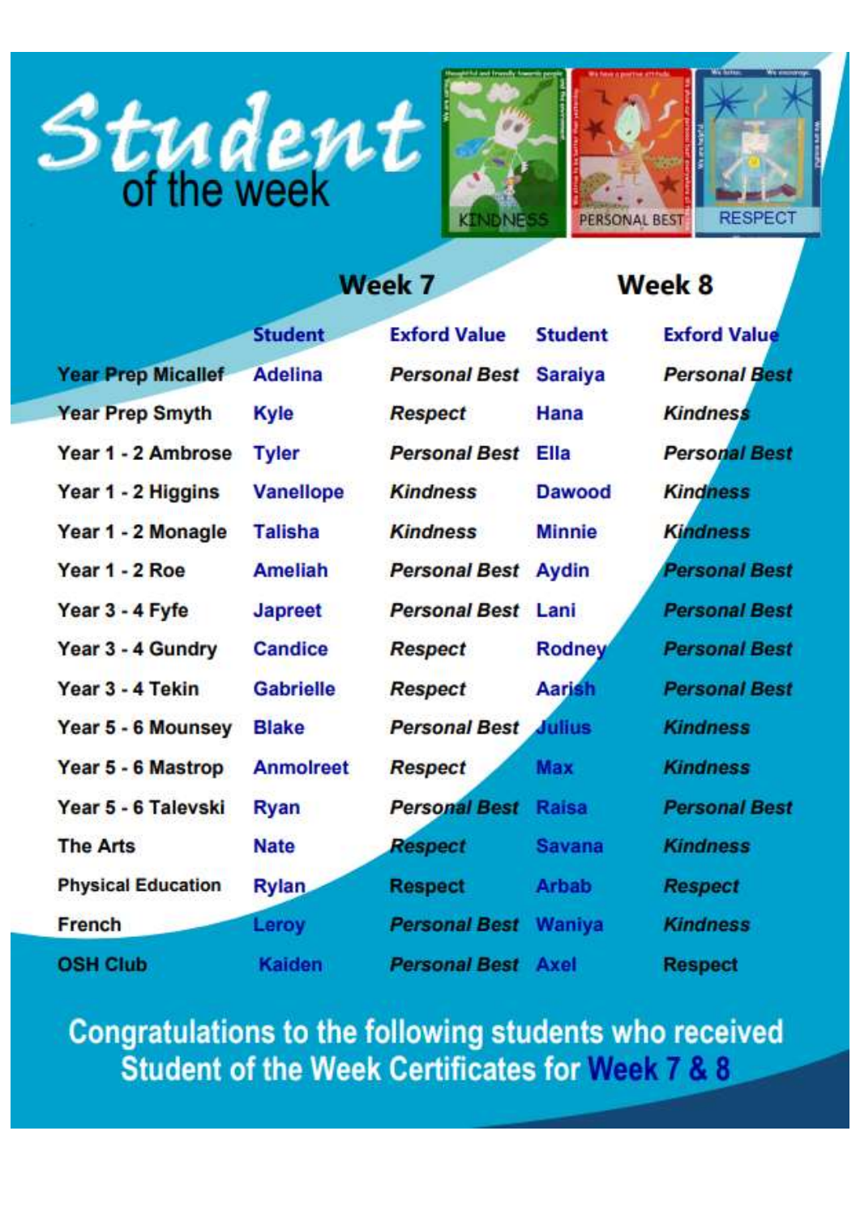# Student of the week

KINDNESS PERSONAL BEST RESPECT

| | Week 7 | | Week 8 | |
|---|---|---|---|---|
| | **Student** | **Exford Value** | **Student** | **Exford Value** |
| **Year Prep Micallef** | **Adelina** | ***Personal Best*** | **Saraiya** | ***Personal Best*** |
| **Year Prep Smyth** | **Kyle** | ***Respect*** | **Hana** | ***Kindness*** |
| **Year 1 - 2 Ambrose** | **Tyler** | ***Personal Best*** | **Ella** | ***Personal Best*** |
| **Year 1 - 2 Higgins** | **Vanellope** | ***Kindness*** | **Dawood** | ***Kindness*** |
| **Year 1 - 2 Monagle** | **Talisha** | ***Kindness*** | **Minnie** | ***Kindness*** |
| **Year 1 - 2 Roe** | **Ameliah** | ***Personal Best*** | **Aydin** | ***Personal Best*** |
| **Year 3 - 4 Fyfe** | **Japreet** | ***Personal Best*** | **Lani** | ***Personal Best*** |
| **Year 3 - 4 Gundry** | **Candice** | ***Respect*** | **Rodney** | ***Personal Best*** |
| **Year 3 - 4 Tekin** | **Gabrielle** | ***Respect*** | **Aarish** | ***Personal Best*** |
| **Year 5 - 6 Mounsey** | **Blake** | ***Personal Best*** | **Julius** | ***Kindness*** |
| **Year 5 - 6 Mastrop** | **Anmolreet** | ***Respect*** | **Max** | ***Kindness*** |
| **Year 5 - 6 Talevski** | **Ryan** | ***Personal Best*** | **Raisa** | ***Personal Best*** |
| **The Arts** | **Nate** | ***Respect*** | **Savana** | ***Kindness*** |
| **Physical Education** | **Rylan** | **Respect** | **Arbab** | ***Respect*** |
| **French** | **Leroy** | ***Personal Best*** | **Waniya** | ***Kindness*** |
| **OSH Club** | **Kaiden** | ***Personal Best*** | **Axel** | **Respect** |

**Congratulations to the following students who received Student of the Week Certificates for Week 7 & 8**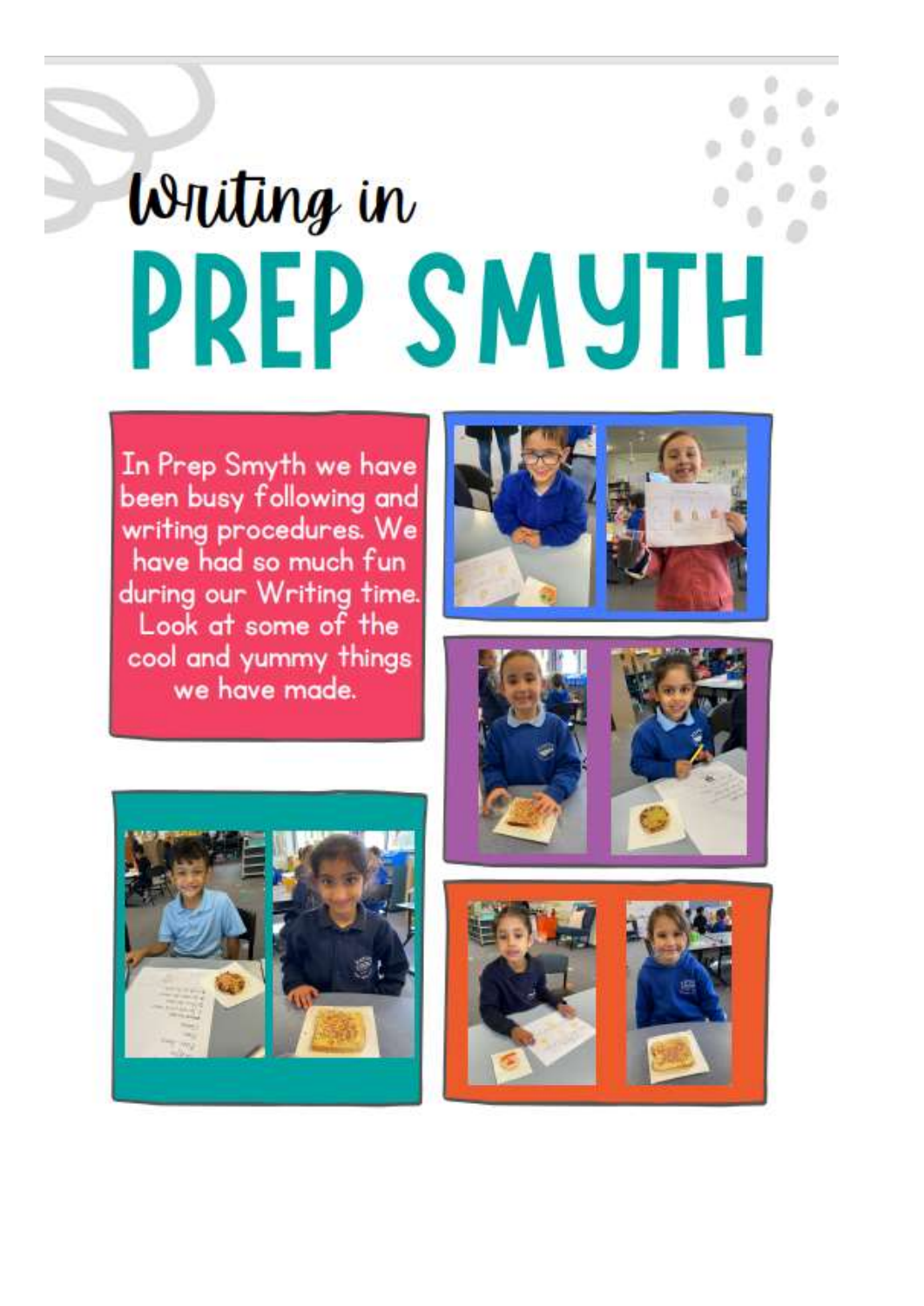# Writing in PREP SMYTH

In Prep Smyth we have been busy following and writing procedures. We have had so much fun during our Writing time. Look at some of the cool and yummy things we have made.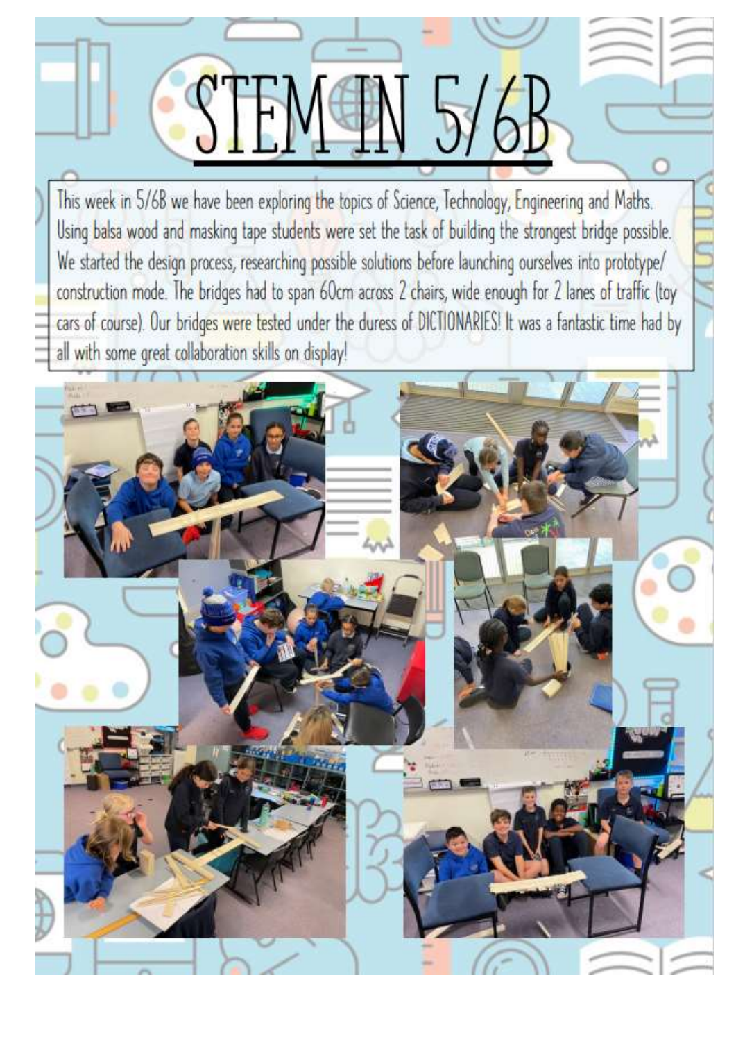# STEM IN 5/6B

This week in 5/6B we have been exploring the topics of Science, Technology, Engineering and Maths. Using balsa wood and masking tape students were set the task of building the strongest bridge possible. We started the design process, researching possible solutions before launching ourselves into prototype/ construction mode. The bridges had to span 60cm across 2 chairs, wide enough for 2 lanes of traffic (toy cars of course). Our bridges were tested under the duress of DICTIONARIES! It was a fantastic time had by all with some great collaboration skills on display!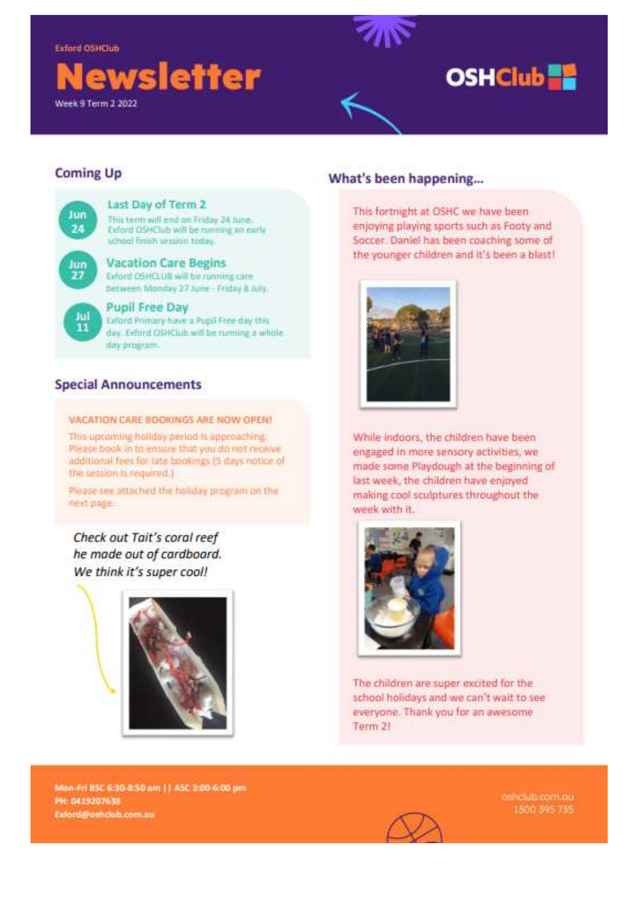Exford OSHClub

# Newsletter

Week 9 Term 2 2022

OSHClub

## Coming Up

**Jun 24** — **Last Day of Term 2**

This term will end on Friday 24 June. Exford OSHClub will be running an early school finish session today.

**Jun 27** — **Vacation Care Begins**

Exford OSHCLUB will be running care between Monday 27 June - Friday 8 July.

**Jul 11** — **Pupil Free Day**

Exford Primary have a Pupil Free day this day. Exford OSHClub will be running a whole day program.

## Special Announcements

**VACATION CARE BOOKINGS ARE NOW OPEN!**

This upcoming holiday period is approaching. Please book in to ensure that you do not receive additional fees for late bookings (5 days notice of the session is required.)

Please see attached the holiday program on the next page.

*Check out Tait's coral reef he made out of cardboard. We think it's super cool!*

## What's been happening...

This fortnight at OSHC we have been enjoying playing sports such as Footy and Soccer. Daniel has been coaching some of the younger children and it's been a blast!

While indoors, the children have been engaged in more sensory activities, we made some Playdough at the beginning of last week, the children have enjoyed making cool sculptures throughout the week with it.

The children are super excited for the school holidays and we can't wait to see everyone. Thank you for an awesome Term 2!

Mon-Fri BSC 6:30-8:50 am || ASC 3:00-6:00 pm
PH: 0419207638
Exford@oshclub.com.au

oshclub.com.au
1300 395 735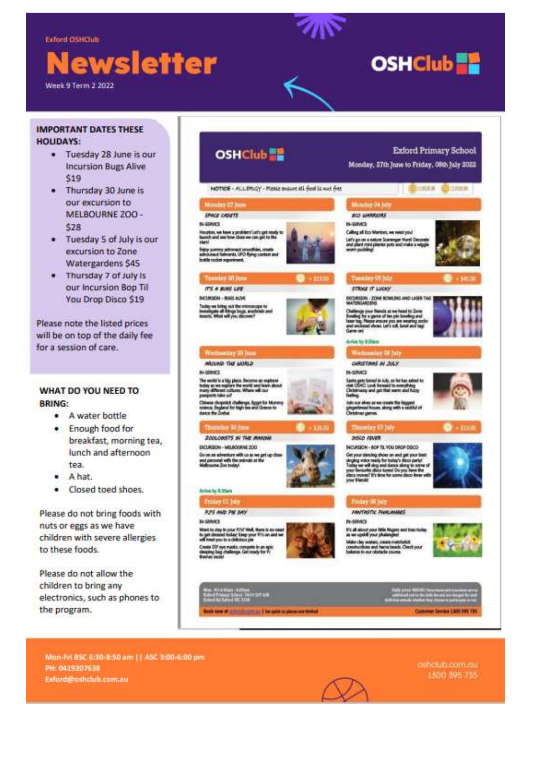Exford OSHClub

# Newsletter

Week 9 Term 2 2022

OSHClub

**IMPORTANT DATES THESE HOLIDAYS:**

- Tuesday 28 June is our Incursion Bugs Alive $19
- Thursday 30 June is our excursion to MELBOURNE ZOO - $28
- Tuesday 5 of July is our excursion to Zone Watergardens $45
- Thursday 7 of July Is our Incursion Bop Til You Drop Disco $19

Please note the listed prices will be on top of the daily fee for a session of care.

**WHAT DO YOU NEED TO BRING:**

- A water bottle
- Enough food for breakfast, morning tea, lunch and afternoon tea.
- A hat.
- Closed toed shoes.

Please do not bring foods with nuts or eggs as we have children with severe allergies to these foods.

Please do not allow the children to bring any electronics, such as phones to the program.

OSHClub — Exford Primary School — Monday, 27th June to Friday, 08th July 2022

NOTICE - ALLERGY - Please ensure all food is nut free

**Monday 27 June** — *SPACE CADETS* — IN-SERVICE

**Tuesday 28 June** — $19.00 — *IT'S A BUGS LIFE* — INCURSION - BUGS ALIVE

**Wednesday 29 June** — *AROUND THE WORLD* — IN-SERVICE

**Thursday 30 June** — $28.00 — *ZOOLOGISTS IN THE MAKING* — EXCURSION - MELBOURNE ZOO — Arrive by 8.30am

**Friday 01 July** — *PJ'S AND PIE DAY* — IN-SERVICE

**Monday 04 July** — *ECO WARRIORS* — IN-SERVICE

**Tuesday 05 July** — $45.00 — *STRIKE IT LUCKY* — EXCURSION - ZONE BOWLING AND LASER TAG WATERGARDENS — Arrive by 8.30am

**Wednesday 06 July** — *CHRISTMAS IN JULY* — IN-SERVICE

**Thursday 07 July** — $19.00 — *DISCO FEVER* — INCURSION - BOP TIL YOU DROP DISCO

**Friday 08 July** — *FANTASTIC PHALANGES* — IN-SERVICE

Book now at oshclub.com.au | be quick as places are limited — Customer Service 1300 395 735

Mon-Fri BSC 6:30-8:50 am || ASC 3:00-6:00 pm
PH: 0419207638
Exford@oshclub.com.au

oshclub.com.au
1300 395 735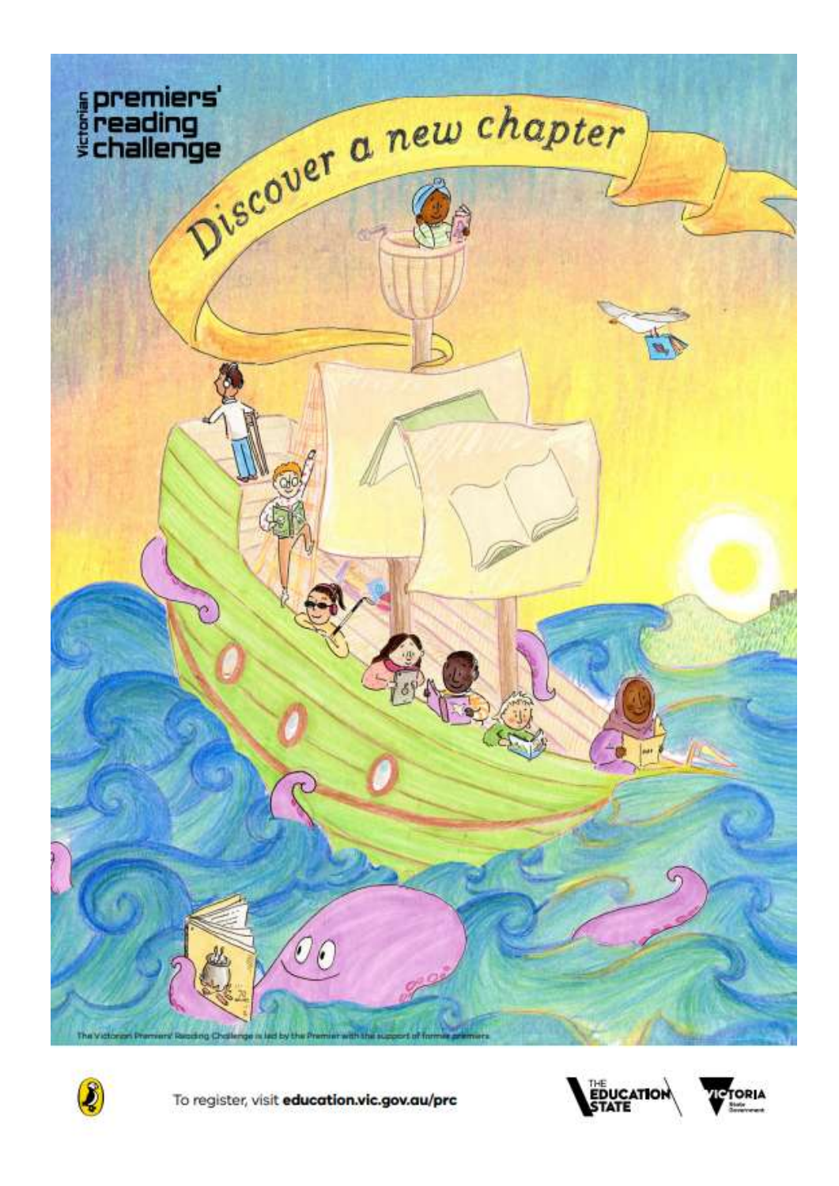Victorian premiers' reading challenge

Discover a new chapter

The Victorian Premiers' Reading Challenge is led by the Premier with the support of former premiers

To register, visit **education.vic.gov.au/prc**